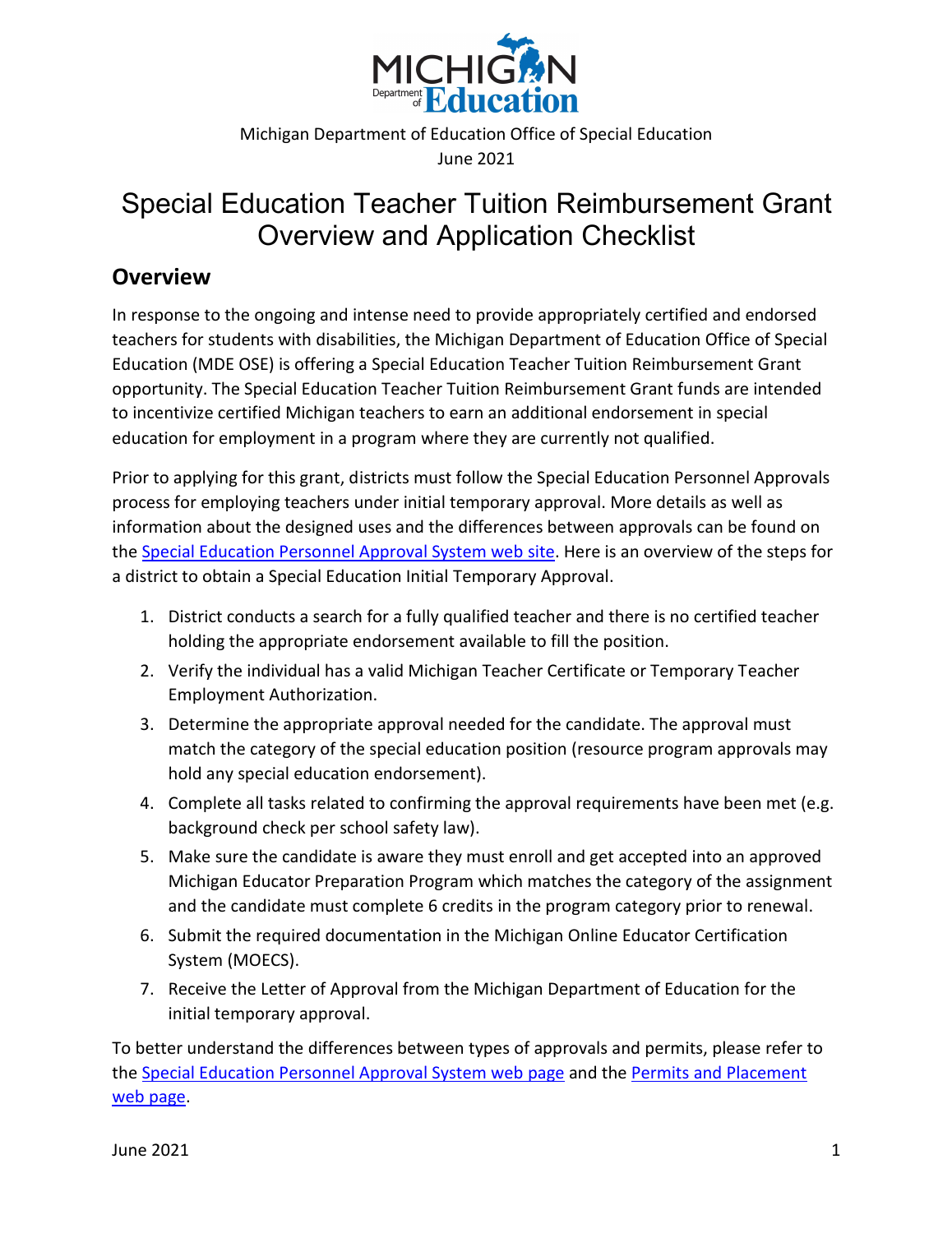Michigan Department of Education Office of Special Education
June 2021

# Special Education Teacher Tuition Reimbursement Grant Overview and Application Checklist

## Overview

In response to the ongoing and intense need to provide appropriately certified and endorsed teachers for students with disabilities, the Michigan Department of Education Office of Special Education (MDE OSE) is offering a Special Education Teacher Tuition Reimbursement Grant opportunity. The Special Education Teacher Tuition Reimbursement Grant funds are intended to incentivize certified Michigan teachers to earn an additional endorsement in special education for employment in a program where they are currently not qualified.

Prior to applying for this grant, districts must follow the Special Education Personnel Approvals process for employing teachers under initial temporary approval. More details as well as information about the designed uses and the differences between approvals can be found on the [Special Education Personnel Approval System web site](). Here is an overview of the steps for a district to obtain a Special Education Initial Temporary Approval.

1. District conducts a search for a fully qualified teacher and there is no certified teacher holding the appropriate endorsement available to fill the position.
2. Verify the individual has a valid Michigan Teacher Certificate or Temporary Teacher Employment Authorization.
3. Determine the appropriate approval needed for the candidate. The approval must match the category of the special education position (resource program approvals may hold any special education endorsement).
4. Complete all tasks related to confirming the approval requirements have been met (e.g. background check per school safety law).
5. Make sure the candidate is aware they must enroll and get accepted into an approved Michigan Educator Preparation Program which matches the category of the assignment and the candidate must complete 6 credits in the program category prior to renewal.
6. Submit the required documentation in the Michigan Online Educator Certification System (MOECS).
7. Receive the Letter of Approval from the Michigan Department of Education for the initial temporary approval.

To better understand the differences between types of approvals and permits, please refer to the [Special Education Personnel Approval System web page]() and the [Permits and Placement web page]().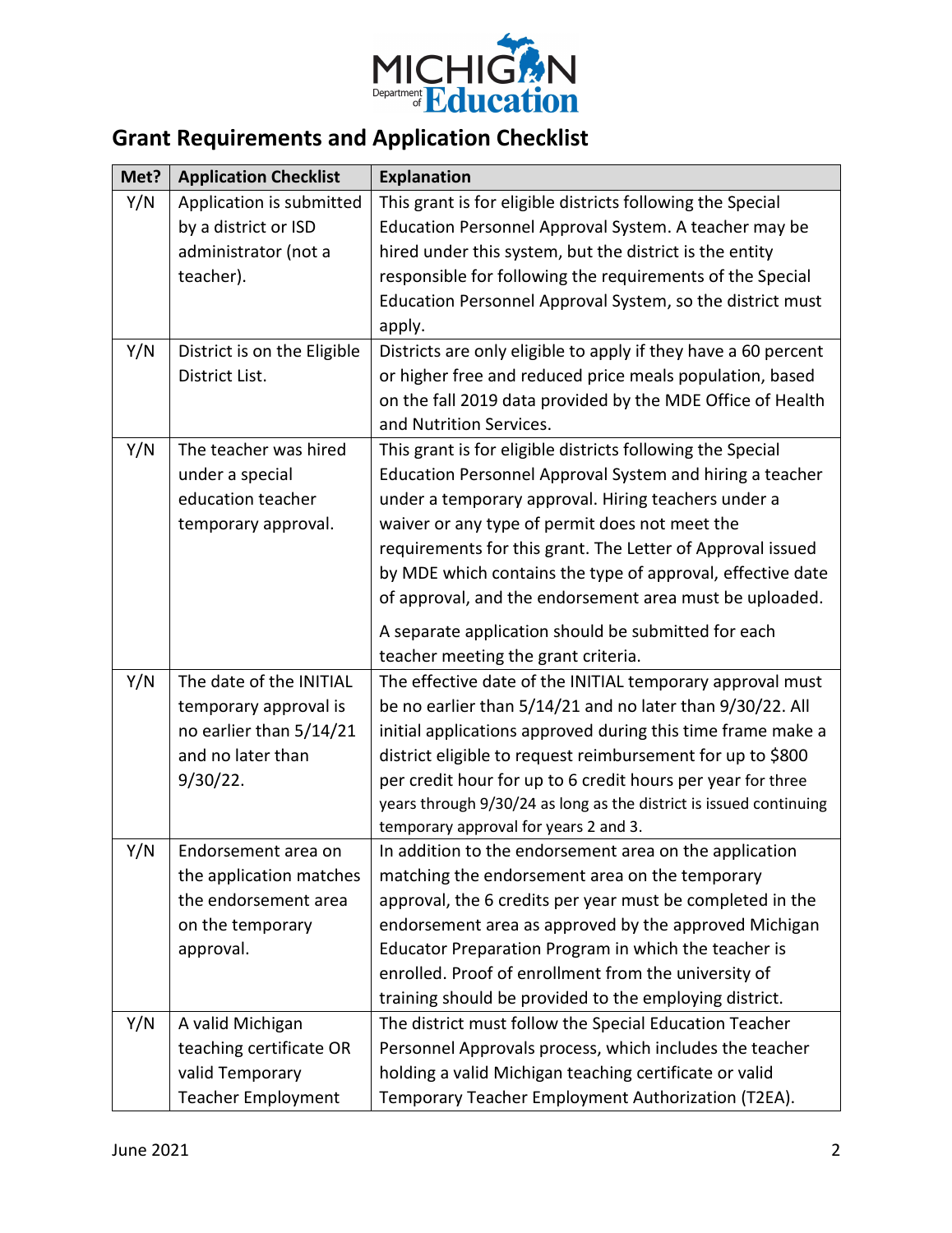## Grant Requirements and Application Checklist

| Met? | Application Checklist | Explanation |
|---|---|---|
| Y/N | Application is submitted by a district or ISD administrator (not a teacher). | This grant is for eligible districts following the Special Education Personnel Approval System. A teacher may be hired under this system, but the district is the entity responsible for following the requirements of the Special Education Personnel Approval System, so the district must apply. |
| Y/N | District is on the Eligible District List. | Districts are only eligible to apply if they have a 60 percent or higher free and reduced price meals population, based on the fall 2019 data provided by the MDE Office of Health and Nutrition Services. |
| Y/N | The teacher was hired under a special education teacher temporary approval. | This grant is for eligible districts following the Special Education Personnel Approval System and hiring a teacher under a temporary approval. Hiring teachers under a waiver or any type of permit does not meet the requirements for this grant. The Letter of Approval issued by MDE which contains the type of approval, effective date of approval, and the endorsement area must be uploaded.<br><br>A separate application should be submitted for each teacher meeting the grant criteria. |
| Y/N | The date of the INITIAL temporary approval is no earlier than 5/14/21 and no later than 9/30/22. | The effective date of the INITIAL temporary approval must be no earlier than 5/14/21 and no later than 9/30/22. All initial applications approved during this time frame make a district eligible to request reimbursement for up to $800 per credit hour for up to 6 credit hours per year for three years through 9/30/24 as long as the district is issued continuing temporary approval for years 2 and 3. |
| Y/N | Endorsement area on the application matches the endorsement area on the temporary approval. | In addition to the endorsement area on the application matching the endorsement area on the temporary approval, the 6 credits per year must be completed in the endorsement area as approved by the approved Michigan Educator Preparation Program in which the teacher is enrolled. Proof of enrollment from the university of training should be provided to the employing district. |
| Y/N | A valid Michigan teaching certificate OR valid Temporary Teacher Employment | The district must follow the Special Education Teacher Personnel Approvals process, which includes the teacher holding a valid Michigan teaching certificate or valid Temporary Teacher Employment Authorization (T2EA). |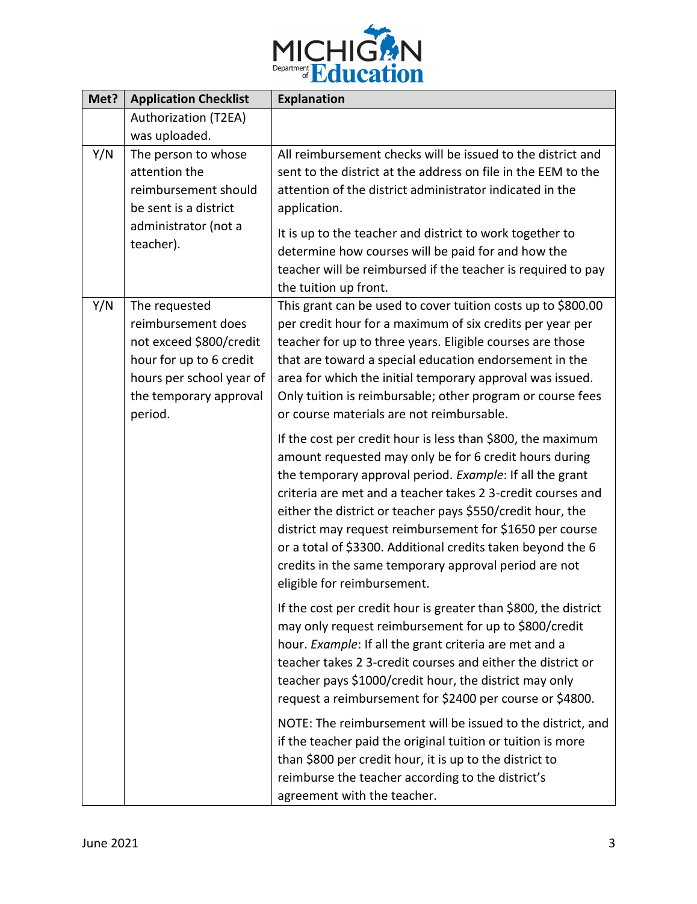| Met? | Application Checklist | Explanation |
|---|---|---|
| | Authorization (T2EA) was uploaded. | |
| Y/N | The person to whose attention the reimbursement should be sent is a district administrator (not a teacher). | All reimbursement checks will be issued to the district and sent to the district at the address on file in the EEM to the attention of the district administrator indicated in the application.<br><br>It is up to the teacher and district to work together to determine how courses will be paid for and how the teacher will be reimbursed if the teacher is required to pay the tuition up front. |
| Y/N | The requested reimbursement does not exceed $800/credit hour for up to 6 credit hours per school year of the temporary approval period. | This grant can be used to cover tuition costs up to $800.00 per credit hour for a maximum of six credits per year per teacher for up to three years. Eligible courses are those that are toward a special education endorsement in the area for which the initial temporary approval was issued. Only tuition is reimbursable; other program or course fees or course materials are not reimbursable.<br><br>If the cost per credit hour is less than $800, the maximum amount requested may only be for 6 credit hours during the temporary approval period. *Example*: If all the grant criteria are met and a teacher takes 2 3-credit courses and either the district or teacher pays $550/credit hour, the district may request reimbursement for $1650 per course or a total of $3300. Additional credits taken beyond the 6 credits in the same temporary approval period are not eligible for reimbursement.<br><br>If the cost per credit hour is greater than $800, the district may only request reimbursement for up to $800/credit hour. *Example*: If all the grant criteria are met and a teacher takes 2 3-credit courses and either the district or teacher pays $1000/credit hour, the district may only request a reimbursement for $2400 per course or $4800.<br><br>NOTE: The reimbursement will be issued to the district, and if the teacher paid the original tuition or tuition is more than $800 per credit hour, it is up to the district to reimburse the teacher according to the district's agreement with the teacher. |

June 2021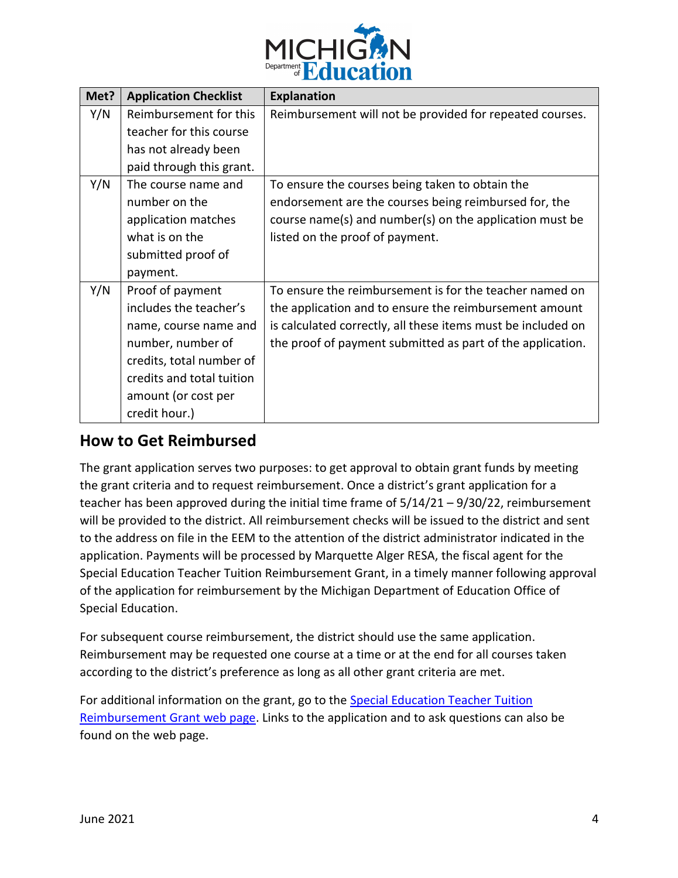| Met? | Application Checklist | Explanation |
| --- | --- | --- |
| Y/N | Reimbursement for this teacher for this course has not already been paid through this grant. | Reimbursement will not be provided for repeated courses. |
| Y/N | The course name and number on the application matches what is on the submitted proof of payment. | To ensure the courses being taken to obtain the endorsement are the courses being reimbursed for, the course name(s) and number(s) on the application must be listed on the proof of payment. |
| Y/N | Proof of payment includes the teacher's name, course name and number, number of credits, total number of credits and total tuition amount (or cost per credit hour.) | To ensure the reimbursement is for the teacher named on the application and to ensure the reimbursement amount is calculated correctly, all these items must be included on the proof of payment submitted as part of the application. |

## How to Get Reimbursed

The grant application serves two purposes: to get approval to obtain grant funds by meeting the grant criteria and to request reimbursement. Once a district's grant application for a teacher has been approved during the initial time frame of 5/14/21 – 9/30/22, reimbursement will be provided to the district. All reimbursement checks will be issued to the district and sent to the address on file in the EEM to the attention of the district administrator indicated in the application. Payments will be processed by Marquette Alger RESA, the fiscal agent for the Special Education Teacher Tuition Reimbursement Grant, in a timely manner following approval of the application for reimbursement by the Michigan Department of Education Office of Special Education.

For subsequent course reimbursement, the district should use the same application. Reimbursement may be requested one course at a time or at the end for all courses taken according to the district's preference as long as all other grant criteria are met.

For additional information on the grant, go to the Special Education Teacher Tuition Reimbursement Grant web page. Links to the application and to ask questions can also be found on the web page.